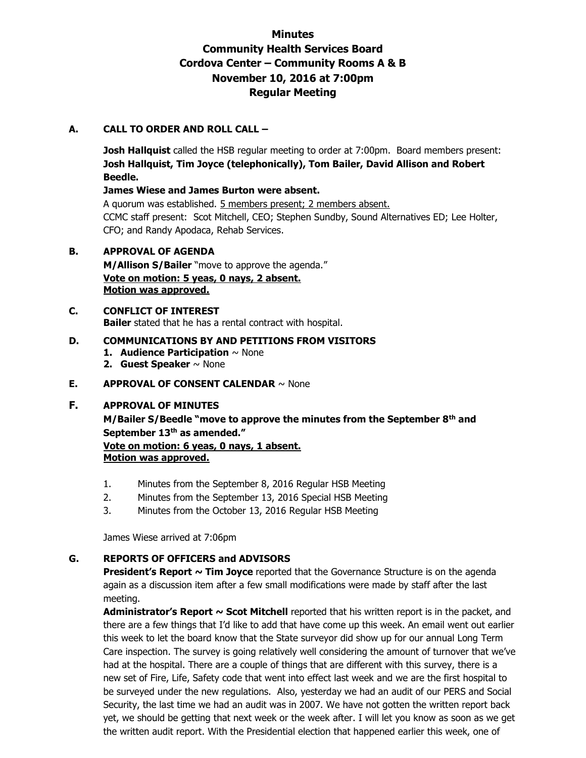# Minutes
## Community Health Services Board
## Cordova Center – Community Rooms A & B
## November 10, 2016 at 7:00pm
## Regular Meeting

**A. CALL TO ORDER AND ROLL CALL –**

**Josh Hallquist** called the HSB regular meeting to order at 7:00pm. Board members present: **Josh Hallquist, Tim Joyce (telephonically), Tom Bailer, David Allison and Robert Beedle.**

**James Wiese and James Burton were absent.**

A quorum was established. 5 members present; 2 members absent.

CCMC staff present: Scot Mitchell, CEO; Stephen Sundby, Sound Alternatives ED; Lee Holter, CFO; and Randy Apodaca, Rehab Services.

**B. APPROVAL OF AGENDA**

**M/Allison S/Bailer** "move to approve the agenda."

**Vote on motion: 5 yeas, 0 nays, 2 absent.**

**Motion was approved.**

**C. CONFLICT OF INTEREST**

**Bailer** stated that he has a rental contract with hospital.

**D. COMMUNICATIONS BY AND PETITIONS FROM VISITORS**

1. **Audience Participation** ~ None
2. **Guest Speaker** ~ None

**E. APPROVAL OF CONSENT CALENDAR** ~ None

**F. APPROVAL OF MINUTES**

**M/Bailer S/Beedle "move to approve the minutes from the September 8th and September 13th as amended."**

**Vote on motion: 6 yeas, 0 nays, 1 absent.**

**Motion was approved.**

1. Minutes from the September 8, 2016 Regular HSB Meeting
2. Minutes from the September 13, 2016 Special HSB Meeting
3. Minutes from the October 13, 2016 Regular HSB Meeting

James Wiese arrived at 7:06pm

**G. REPORTS OF OFFICERS and ADVISORS**

**President's Report ~ Tim Joyce** reported that the Governance Structure is on the agenda again as a discussion item after a few small modifications were made by staff after the last meeting.

**Administrator's Report ~ Scot Mitchell** reported that his written report is in the packet, and there are a few things that I'd like to add that have come up this week. An email went out earlier this week to let the board know that the State surveyor did show up for our annual Long Term Care inspection. The survey is going relatively well considering the amount of turnover that we've had at the hospital. There are a couple of things that are different with this survey, there is a new set of Fire, Life, Safety code that went into effect last week and we are the first hospital to be surveyed under the new regulations. Also, yesterday we had an audit of our PERS and Social Security, the last time we had an audit was in 2007. We have not gotten the written report back yet, we should be getting that next week or the week after. I will let you know as soon as we get the written audit report. With the Presidential election that happened earlier this week, one of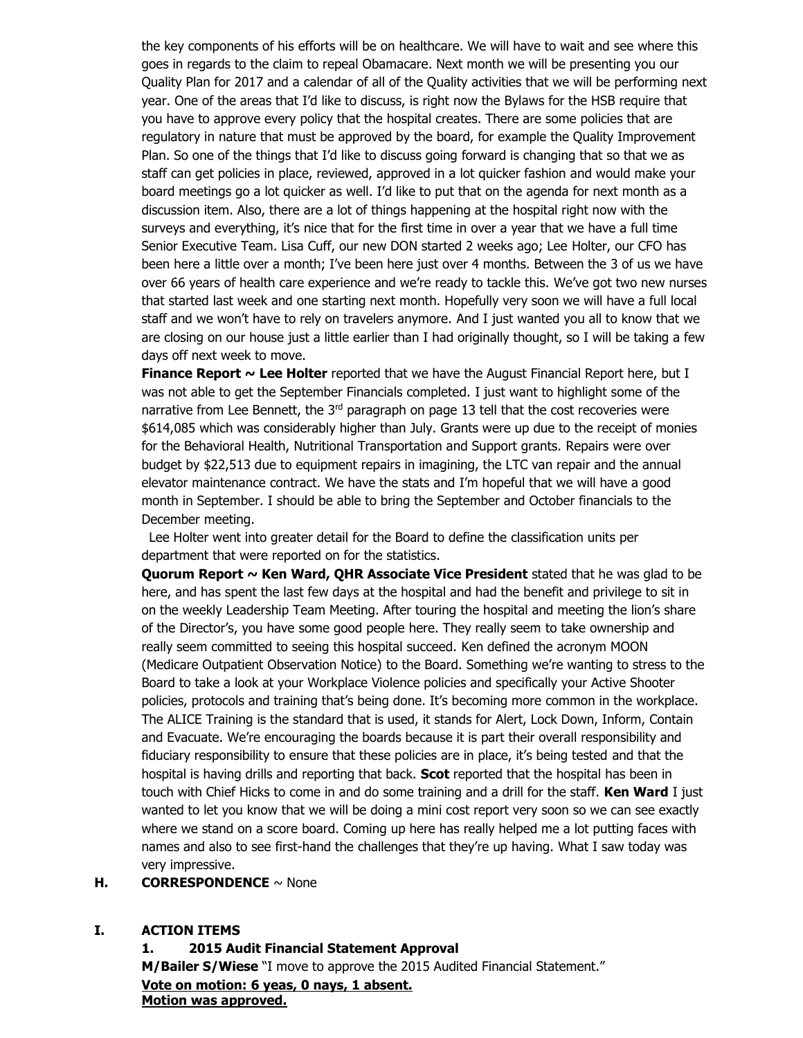the key components of his efforts will be on healthcare. We will have to wait and see where this goes in regards to the claim to repeal Obamacare. Next month we will be presenting you our Quality Plan for 2017 and a calendar of all of the Quality activities that we will be performing next year. One of the areas that I'd like to discuss, is right now the Bylaws for the HSB require that you have to approve every policy that the hospital creates. There are some policies that are regulatory in nature that must be approved by the board, for example the Quality Improvement Plan. So one of the things that I'd like to discuss going forward is changing that so that we as staff can get policies in place, reviewed, approved in a lot quicker fashion and would make your board meetings go a lot quicker as well. I'd like to put that on the agenda for next month as a discussion item. Also, there are a lot of things happening at the hospital right now with the surveys and everything, it's nice that for the first time in over a year that we have a full time Senior Executive Team. Lisa Cuff, our new DON started 2 weeks ago; Lee Holter, our CFO has been here a little over a month; I've been here just over 4 months. Between the 3 of us we have over 66 years of health care experience and we're ready to tackle this. We've got two new nurses that started last week and one starting next month. Hopefully very soon we will have a full local staff and we won't have to rely on travelers anymore. And I just wanted you all to know that we are closing on our house just a little earlier than I had originally thought, so I will be taking a few days off next week to move.

**Finance Report ~ Lee Holter** reported that we have the August Financial Report here, but I was not able to get the September Financials completed. I just want to highlight some of the narrative from Lee Bennett, the 3rd paragraph on page 13 tell that the cost recoveries were $614,085 which was considerably higher than July. Grants were up due to the receipt of monies for the Behavioral Health, Nutritional Transportation and Support grants. Repairs were over budget by $22,513 due to equipment repairs in imagining, the LTC van repair and the annual elevator maintenance contract. We have the stats and I'm hopeful that we will have a good month in September. I should be able to bring the September and October financials to the December meeting.

Lee Holter went into greater detail for the Board to define the classification units per department that were reported on for the statistics.

**Quorum Report ~ Ken Ward, QHR Associate Vice President** stated that he was glad to be here, and has spent the last few days at the hospital and had the benefit and privilege to sit in on the weekly Leadership Team Meeting. After touring the hospital and meeting the lion's share of the Director's, you have some good people here. They really seem to take ownership and really seem committed to seeing this hospital succeed. Ken defined the acronym MOON (Medicare Outpatient Observation Notice) to the Board. Something we're wanting to stress to the Board to take a look at your Workplace Violence policies and specifically your Active Shooter policies, protocols and training that's being done. It's becoming more common in the workplace. The ALICE Training is the standard that is used, it stands for Alert, Lock Down, Inform, Contain and Evacuate. We're encouraging the boards because it is part their overall responsibility and fiduciary responsibility to ensure that these policies are in place, it's being tested and that the hospital is having drills and reporting that back. **Scot** reported that the hospital has been in touch with Chief Hicks to come in and do some training and a drill for the staff. **Ken Ward** I just wanted to let you know that we will be doing a mini cost report very soon so we can see exactly where we stand on a score board. Coming up here has really helped me a lot putting faces with names and also to see first-hand the challenges that they're up having. What I saw today was very impressive.

**H. CORRESPONDENCE** ~ None

**I. ACTION ITEMS**

**1. 2015 Audit Financial Statement Approval**

**M/Bailer S/Wiese** "I move to approve the 2015 Audited Financial Statement."

**<u>Vote on motion: 6 yeas, 0 nays, 1 absent.</u>**
**<u>Motion was approved.</u>**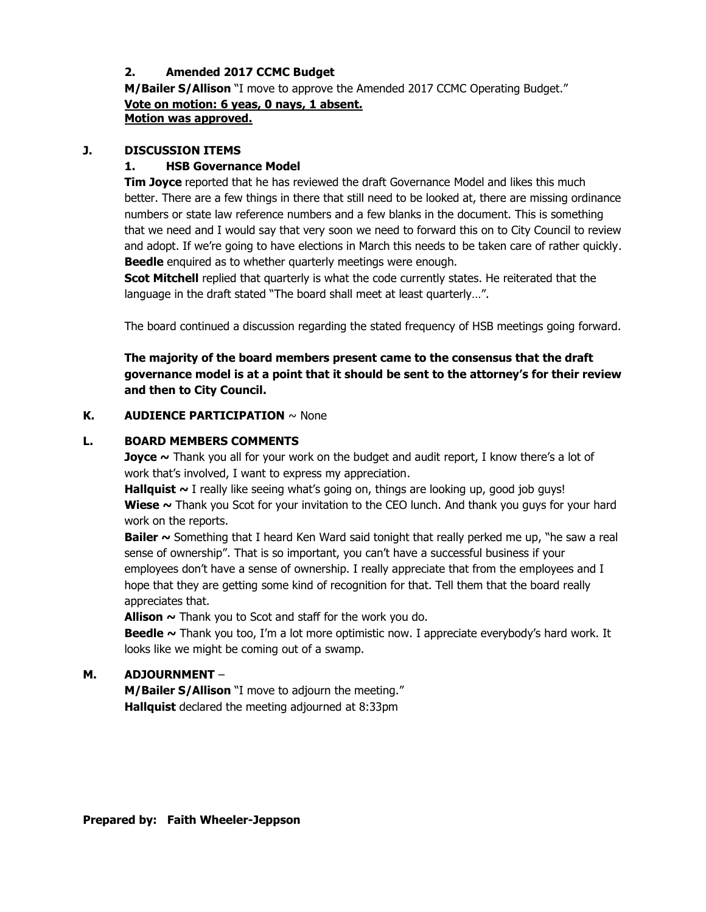**2. Amended 2017 CCMC Budget**

**M/Bailer S/Allison** "I move to approve the Amended 2017 CCMC Operating Budget."

**<u>Vote on motion: 6 yeas, 0 nays, 1 absent.</u>**

**<u>Motion was approved.</u>**

## J. DISCUSSION ITEMS

### 1. HSB Governance Model

**Tim Joyce** reported that he has reviewed the draft Governance Model and likes this much better. There are a few things in there that still need to be looked at, there are missing ordinance numbers or state law reference numbers and a few blanks in the document. This is something that we need and I would say that very soon we need to forward this on to City Council to review and adopt. If we're going to have elections in March this needs to be taken care of rather quickly.

**Beedle** enquired as to whether quarterly meetings were enough.

**Scot Mitchell** replied that quarterly is what the code currently states. He reiterated that the language in the draft stated "The board shall meet at least quarterly…".

The board continued a discussion regarding the stated frequency of HSB meetings going forward.

**The majority of the board members present came to the consensus that the draft governance model is at a point that it should be sent to the attorney's for their review and then to City Council.**

## K. AUDIENCE PARTICIPATION ~ None

## L. BOARD MEMBERS COMMENTS

**Joyce ~** Thank you all for your work on the budget and audit report, I know there's a lot of work that's involved, I want to express my appreciation.

**Hallquist ~** I really like seeing what's going on, things are looking up, good job guys!

**Wiese ~** Thank you Scot for your invitation to the CEO lunch. And thank you guys for your hard work on the reports.

**Bailer ~** Something that I heard Ken Ward said tonight that really perked me up, "he saw a real sense of ownership". That is so important, you can't have a successful business if your employees don't have a sense of ownership. I really appreciate that from the employees and I hope that they are getting some kind of recognition for that. Tell them that the board really appreciates that.

**Allison ~** Thank you to Scot and staff for the work you do.

**Beedle ~** Thank you too, I'm a lot more optimistic now. I appreciate everybody's hard work. It looks like we might be coming out of a swamp.

## M. ADJOURNMENT –

**M/Bailer S/Allison** "I move to adjourn the meeting."

**Hallquist** declared the meeting adjourned at 8:33pm

**Prepared by: Faith Wheeler-Jeppson**